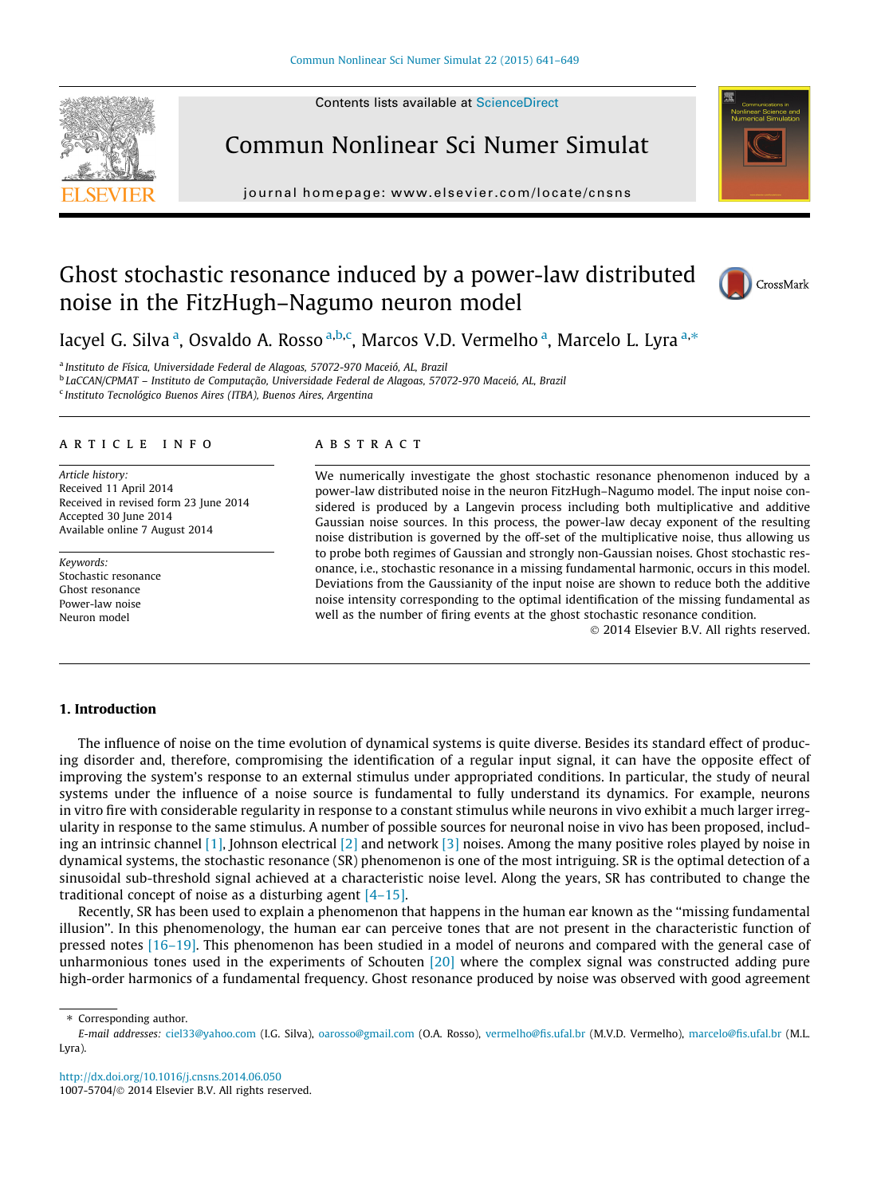# Ghost stochastic resonance induced by a power-law distributed noise in the FitzHugh–Nagumo neuron model

Iacyel G. Silva [a], Osvaldo A. Rosso [a,b,c], Marcos V.D. Vermelho [a], Marcelo L. Lyra [a,*]

[a] Instituto de Física, Universidade Federal de Alagoas, 57072-970 Maceió, AL, Brazil
[b] LaCCAN/CPMAT – Instituto de Computação, Universidade Federal de Alagoas, 57072-970 Maceió, AL, Brazil
[c] Instituto Tecnológico Buenos Aires (ITBA), Buenos Aires, Argentina

## ARTICLE INFO

*Article history:*
Received 11 April 2014
Received in revised form 23 June 2014
Accepted 30 June 2014
Available online 7 August 2014

*Keywords:*
Stochastic resonance
Ghost resonance
Power-law noise
Neuron model

## ABSTRACT

We numerically investigate the ghost stochastic resonance phenomenon induced by a power-law distributed noise in the neuron FitzHugh–Nagumo model. The input noise considered is produced by a Langevin process including both multiplicative and additive Gaussian noise sources. In this process, the power-law decay exponent of the resulting noise distribution is governed by the off-set of the multiplicative noise, thus allowing us to probe both regimes of Gaussian and strongly non-Gaussian noises. Ghost stochastic resonance, i.e., stochastic resonance in a missing fundamental harmonic, occurs in this model. Deviations from the Gaussianity of the input noise are shown to reduce both the additive noise intensity corresponding to the optimal identification of the missing fundamental as well as the number of firing events at the ghost stochastic resonance condition.

© 2014 Elsevier B.V. All rights reserved.

## 1. Introduction

The influence of noise on the time evolution of dynamical systems is quite diverse. Besides its standard effect of producing disorder and, therefore, compromising the identification of a regular input signal, it can have the opposite effect of improving the system's response to an external stimulus under appropriated conditions. In particular, the study of neural systems under the influence of a noise source is fundamental to fully understand its dynamics. For example, neurons in vitro fire with considerable regularity in response to a constant stimulus while neurons in vivo exhibit a much larger irregularity in response to the same stimulus. A number of possible sources for neuronal noise in vivo has been proposed, including an intrinsic channel [1], Johnson electrical [2] and network [3] noises. Among the many positive roles played by noise in dynamical systems, the stochastic resonance (SR) phenomenon is one of the most intriguing. SR is the optimal detection of a sinusoidal sub-threshold signal achieved at a characteristic noise level. Along the years, SR has contributed to change the traditional concept of noise as a disturbing agent [4–15].

Recently, SR has been used to explain a phenomenon that happens in the human ear known as the "missing fundamental illusion". In this phenomenology, the human ear can perceive tones that are not present in the characteristic function of pressed notes [16–19]. This phenomenon has been studied in a model of neurons and compared with the general case of unharmonious tones used in the experiments of Schouten [20] where the complex signal was constructed adding pure high-order harmonics of a fundamental frequency. Ghost resonance produced by noise was observed with good agreement

---

* Corresponding author.
*E-mail addresses:* ciel33@yahoo.com (I.G. Silva), oarosso@gmail.com (O.A. Rosso), vermelho@fis.ufal.br (M.V.D. Vermelho), marcelo@fis.ufal.br (M.L. Lyra).

http://dx.doi.org/10.1016/j.cnsns.2014.06.050
1007-5704/© 2014 Elsevier B.V. All rights reserved.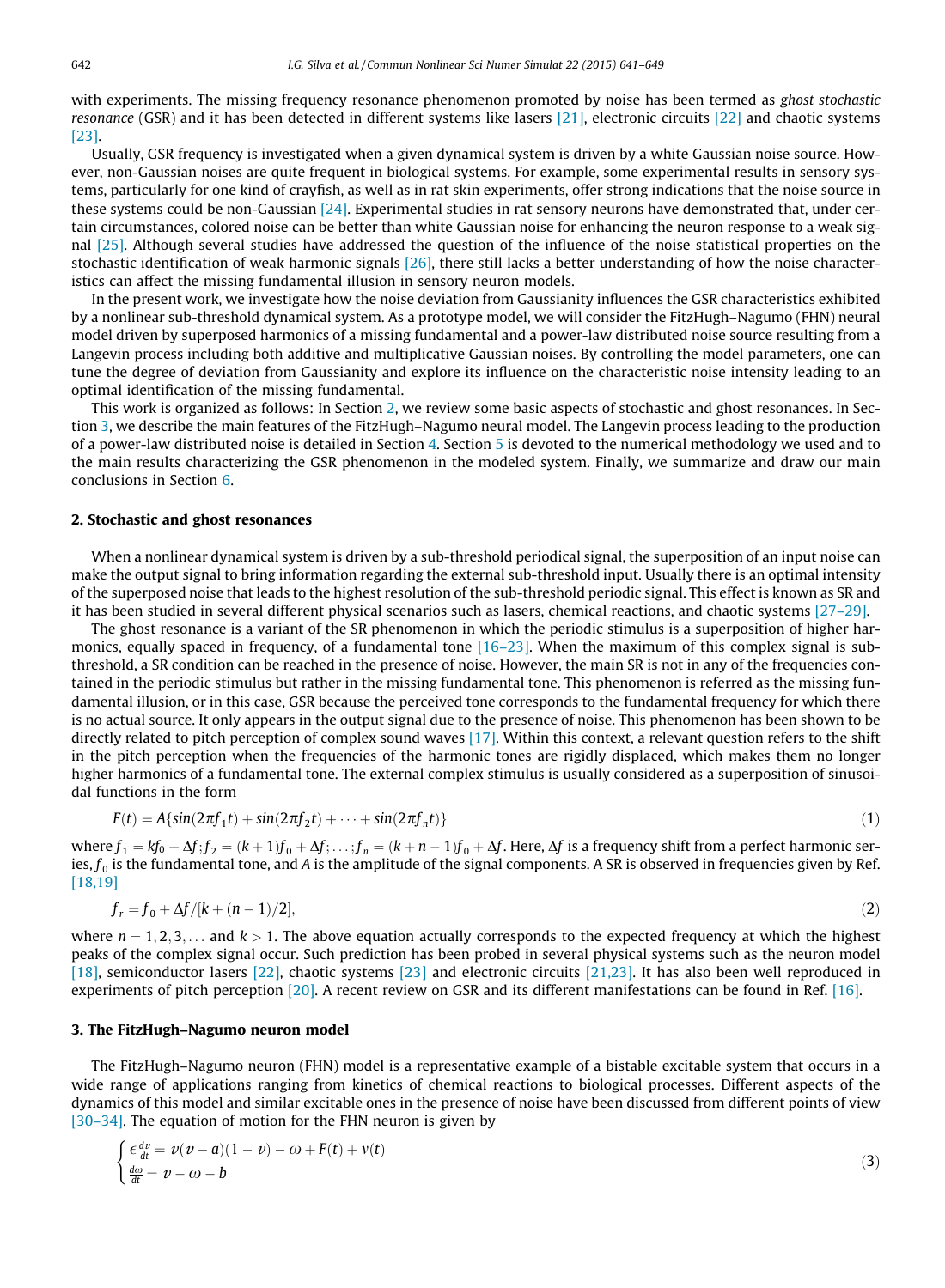with experiments. The missing frequency resonance phenomenon promoted by noise has been termed as *ghost stochastic resonance* (GSR) and it has been detected in different systems like lasers [21], electronic circuits [22] and chaotic systems [23].

Usually, GSR frequency is investigated when a given dynamical system is driven by a white Gaussian noise source. However, non-Gaussian noises are quite frequent in biological systems. For example, some experimental results in sensory systems, particularly for one kind of crayfish, as well as in rat skin experiments, offer strong indications that the noise source in these systems could be non-Gaussian [24]. Experimental studies in rat sensory neurons have demonstrated that, under certain circumstances, colored noise can be better than white Gaussian noise for enhancing the neuron response to a weak signal [25]. Although several studies have addressed the question of the influence of the noise statistical properties on the stochastic identification of weak harmonic signals [26], there still lacks a better understanding of how the noise characteristics can affect the missing fundamental illusion in sensory neuron models.

In the present work, we investigate how the noise deviation from Gaussianity influences the GSR characteristics exhibited by a nonlinear sub-threshold dynamical system. As a prototype model, we will consider the FitzHugh–Nagumo (FHN) neural model driven by superposed harmonics of a missing fundamental and a power-law distributed noise source resulting from a Langevin process including both additive and multiplicative Gaussian noises. By controlling the model parameters, one can tune the degree of deviation from Gaussianity and explore its influence on the characteristic noise intensity leading to an optimal identification of the missing fundamental.

This work is organized as follows: In Section 2, we review some basic aspects of stochastic and ghost resonances. In Section 3, we describe the main features of the FitzHugh–Nagumo neural model. The Langevin process leading to the production of a power-law distributed noise is detailed in Section 4. Section 5 is devoted to the numerical methodology we used and to the main results characterizing the GSR phenomenon in the modeled system. Finally, we summarize and draw our main conclusions in Section 6.

## 2. Stochastic and ghost resonances

When a nonlinear dynamical system is driven by a sub-threshold periodical signal, the superposition of an input noise can make the output signal to bring information regarding the external sub-threshold input. Usually there is an optimal intensity of the superposed noise that leads to the highest resolution of the sub-threshold periodic signal. This effect is known as SR and it has been studied in several different physical scenarios such as lasers, chemical reactions, and chaotic systems [27–29].

The ghost resonance is a variant of the SR phenomenon in which the periodic stimulus is a superposition of higher harmonics, equally spaced in frequency, of a fundamental tone [16–23]. When the maximum of this complex signal is sub-threshold, a SR condition can be reached in the presence of noise. However, the main SR is not in any of the frequencies contained in the periodic stimulus but rather in the missing fundamental tone. This phenomenon is referred as the missing fundamental illusion, or in this case, GSR because the perceived tone corresponds to the fundamental frequency for which there is no actual source. It only appears in the output signal due to the presence of noise. This phenomenon has been shown to be directly related to pitch perception of complex sound waves [17]. Within this context, a relevant question refers to the shift in the pitch perception when the frequencies of the harmonic tones are rigidly displaced, which makes them no longer higher harmonics of a fundamental tone. The external complex stimulus is usually considered as a superposition of sinusoidal functions in the form

$$F(t) = A\{sin(2\pi f_1 t) + sin(2\pi f_2 t) + \cdots + sin(2\pi f_n t)\} \tag{1}$$

where $f_1 = kf_0 + \Delta f; f_2 = (k+1)f_0 + \Delta f; \ldots; f_n = (k+n-1)f_0 + \Delta f$. Here, $\Delta f$ is a frequency shift from a perfect harmonic series, $f_0$ is the fundamental tone, and $A$ is the amplitude of the signal components. A SR is observed in frequencies given by Ref. [18,19]

$$f_r = f_0 + \Delta f/[k + (n-1)/2], \tag{2}$$

where $n = 1, 2, 3, \ldots$ and $k > 1$. The above equation actually corresponds to the expected frequency at which the highest peaks of the complex signal occur. Such prediction has been probed in several physical systems such as the neuron model [18], semiconductor lasers [22], chaotic systems [23] and electronic circuits [21,23]. It has also been well reproduced in experiments of pitch perception [20]. A recent review on GSR and its different manifestations can be found in Ref. [16].

## 3. The FitzHugh–Nagumo neuron model

The FitzHugh–Nagumo neuron (FHN) model is a representative example of a bistable excitable system that occurs in a wide range of applications ranging from kinetics of chemical reactions to biological processes. Different aspects of the dynamics of this model and similar excitable ones in the presence of noise have been discussed from different points of view [30–34]. The equation of motion for the FHN neuron is given by

$$\begin{cases} \epsilon \frac{dv}{dt} = v(v-a)(1-v) - \omega + F(t) + v(t) \\ \frac{d\omega}{dt} = v - \omega - b \end{cases} \tag{3}$$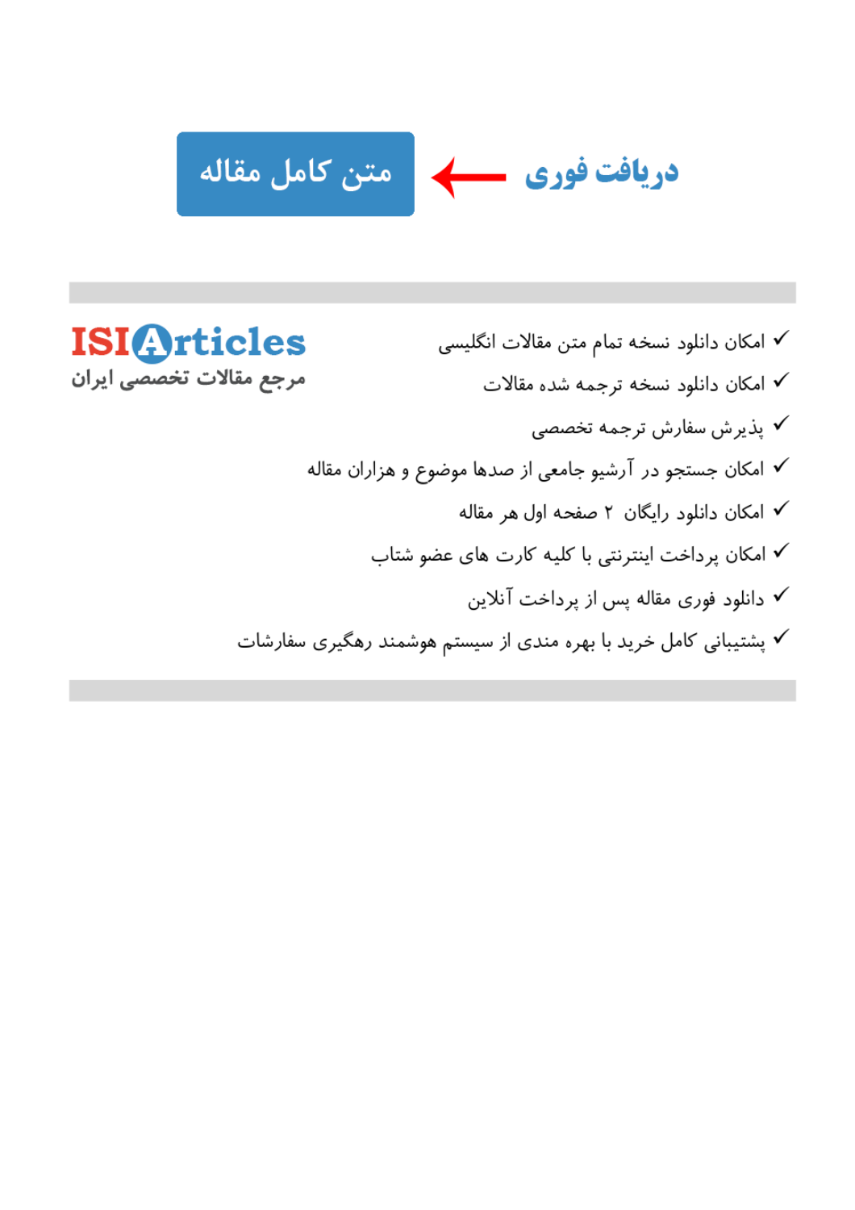دریافت فوری ← متن کامل مقاله

**ISIArticles**
مرجع مقالات تخصصی ایران

- ✓ امکان دانلود نسخه تمام متن مقالات انگلیسی
- ✓ امکان دانلود نسخه ترجمه شده مقالات
- ✓ پذیرش سفارش ترجمه تخصصی
- ✓ امکان جستجو در آرشیو جامعی از صدها موضوع و هزاران مقاله
- ✓ امکان دانلود رایگان ۲ صفحه اول هر مقاله
- ✓ امکان پرداخت اینترنتی با کلیه کارت های عضو شتاب
- ✓ دانلود فوری مقاله پس از پرداخت آنلاین
- ✓ پشتیبانی کامل خرید با بهره مندی از سیستم هوشمند رهگیری سفارشات